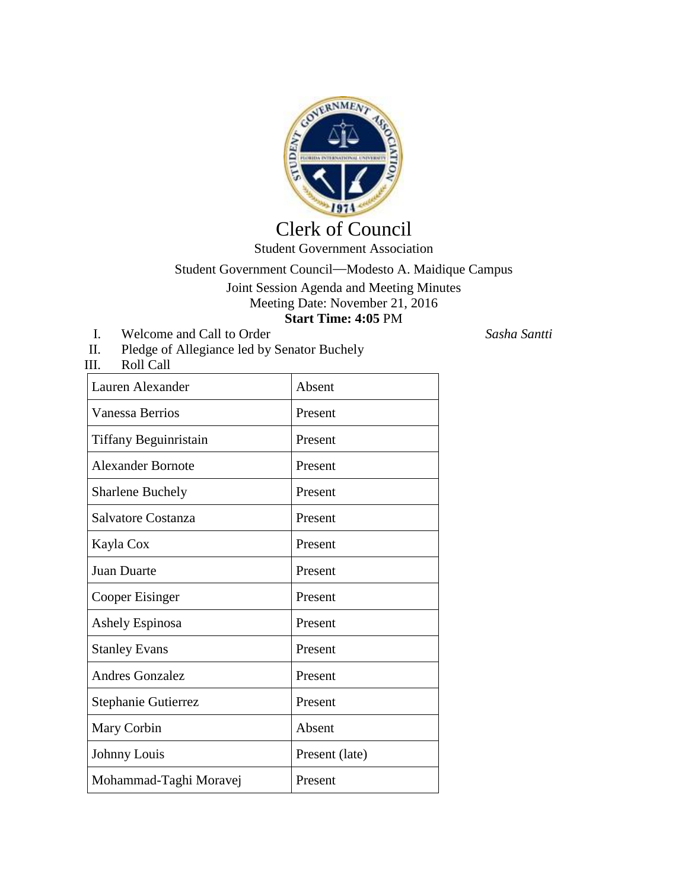# Clerk of Council

Student Government Association

Student Government Council—Modesto A. Maidique Campus

Joint Session Agenda and Meeting Minutes

Meeting Date: November 21, 2016

**Start Time: 4:05** PM

I. Welcome and Call to Order *Sasha Santti*

II. Pledge of Allegiance led by Senator Buchely

III. Roll Call

| Name | Status |
|---|---|
| Lauren Alexander | Absent |
| Vanessa Berrios | Present |
| Tiffany Beguinristain | Present |
| Alexander Bornote | Present |
| Sharlene Buchely | Present |
| Salvatore Costanza | Present |
| Kayla Cox | Present |
| Juan Duarte | Present |
| Cooper Eisinger | Present |
| Ashely Espinosa | Present |
| Stanley Evans | Present |
| Andres Gonzalez | Present |
| Stephanie Gutierrez | Present |
| Mary Corbin | Absent |
| Johnny Louis | Present (late) |
| Mohammad-Taghi Moravej | Present |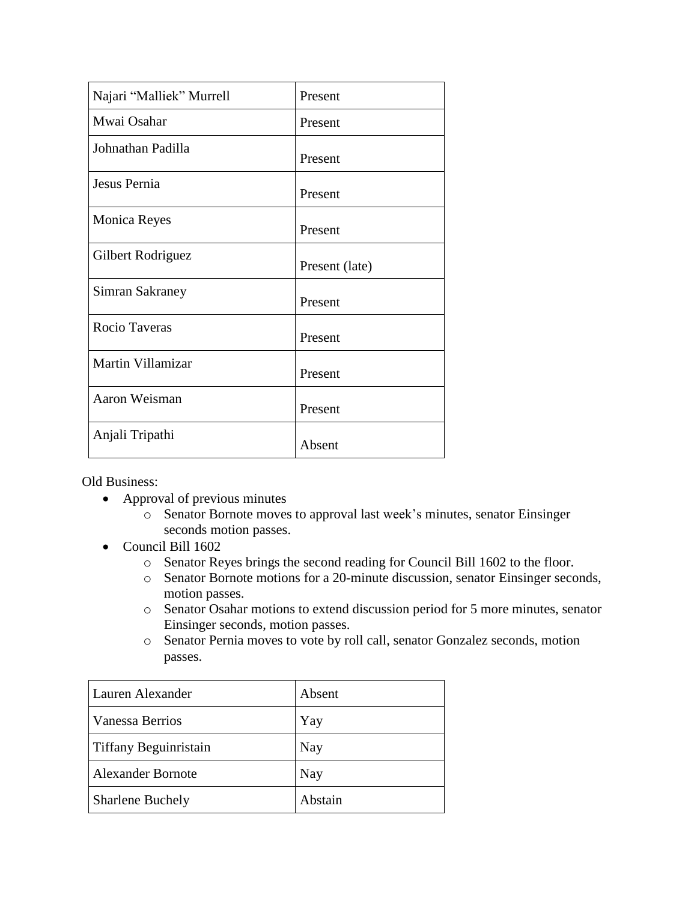| Najari "Malliek" Murrell | Present |
|---|---|
| Mwai Osahar | Present |
| Johnathan Padilla | Present |
| Jesus Pernia | Present |
| Monica Reyes | Present |
| Gilbert Rodriguez | Present (late) |
| Simran Sakraney | Present |
| Rocio Taveras | Present |
| Martin Villamizar | Present |
| Aaron Weisman | Present |
| Anjali Tripathi | Absent |

Old Business:

- Approval of previous minutes
    - Senator Bornote moves to approval last week's minutes, senator Einsinger seconds motion passes.
- Council Bill 1602
    - Senator Reyes brings the second reading for Council Bill 1602 to the floor.
    - Senator Bornote motions for a 20-minute discussion, senator Einsinger seconds, motion passes.
    - Senator Osahar motions to extend discussion period for 5 more minutes, senator Einsinger seconds, motion passes.
    - Senator Pernia moves to vote by roll call, senator Gonzalez seconds, motion passes.

| Lauren Alexander | Absent |
|---|---|
| Vanessa Berrios | Yay |
| Tiffany Beguinristain | Nay |
| Alexander Bornote | Nay |
| Sharlene Buchely | Abstain |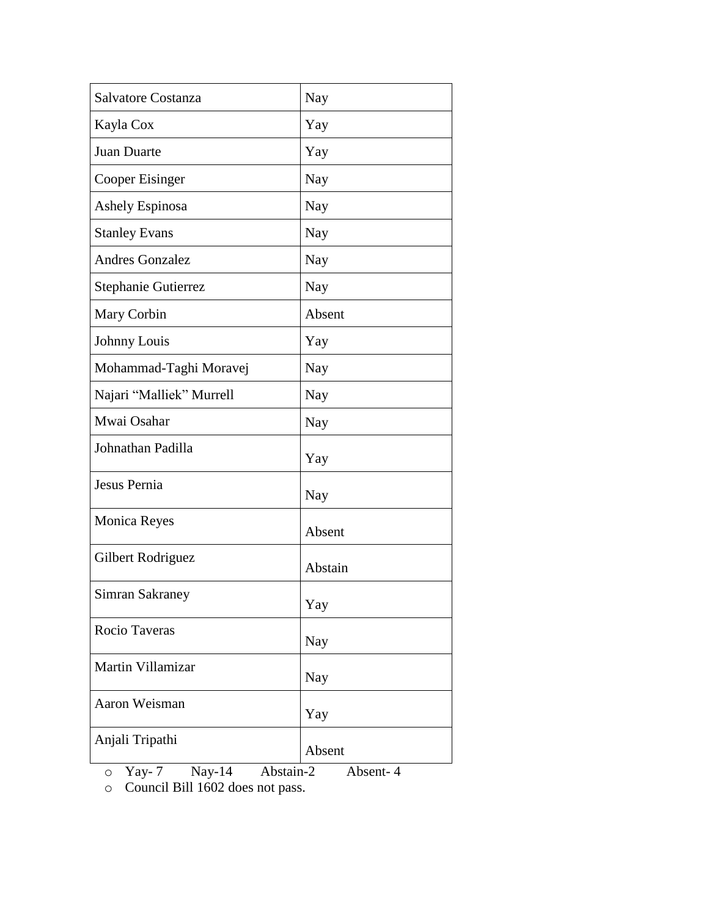| | |
|---|---|
| Salvatore Costanza | Nay |
| Kayla Cox | Yay |
| Juan Duarte | Yay |
| Cooper Eisinger | Nay |
| Ashely Espinosa | Nay |
| Stanley Evans | Nay |
| Andres Gonzalez | Nay |
| Stephanie Gutierrez | Nay |
| Mary Corbin | Absent |
| Johnny Louis | Yay |
| Mohammad-Taghi Moravej | Nay |
| Najari “Malliek” Murrell | Nay |
| Mwai Osahar | Nay |
| Johnathan Padilla | Yay |
| Jesus Pernia | Nay |
| Monica Reyes | Absent |
| Gilbert Rodriguez | Abstain |
| Simran Sakraney | Yay |
| Rocio Taveras | Nay |
| Martin Villamizar | Nay |
| Aaron Weisman | Yay |
| Anjali Tripathi | Absent |

- Yay- 7 Nay-14 Abstain-2 Absent- 4
- Council Bill 1602 does not pass.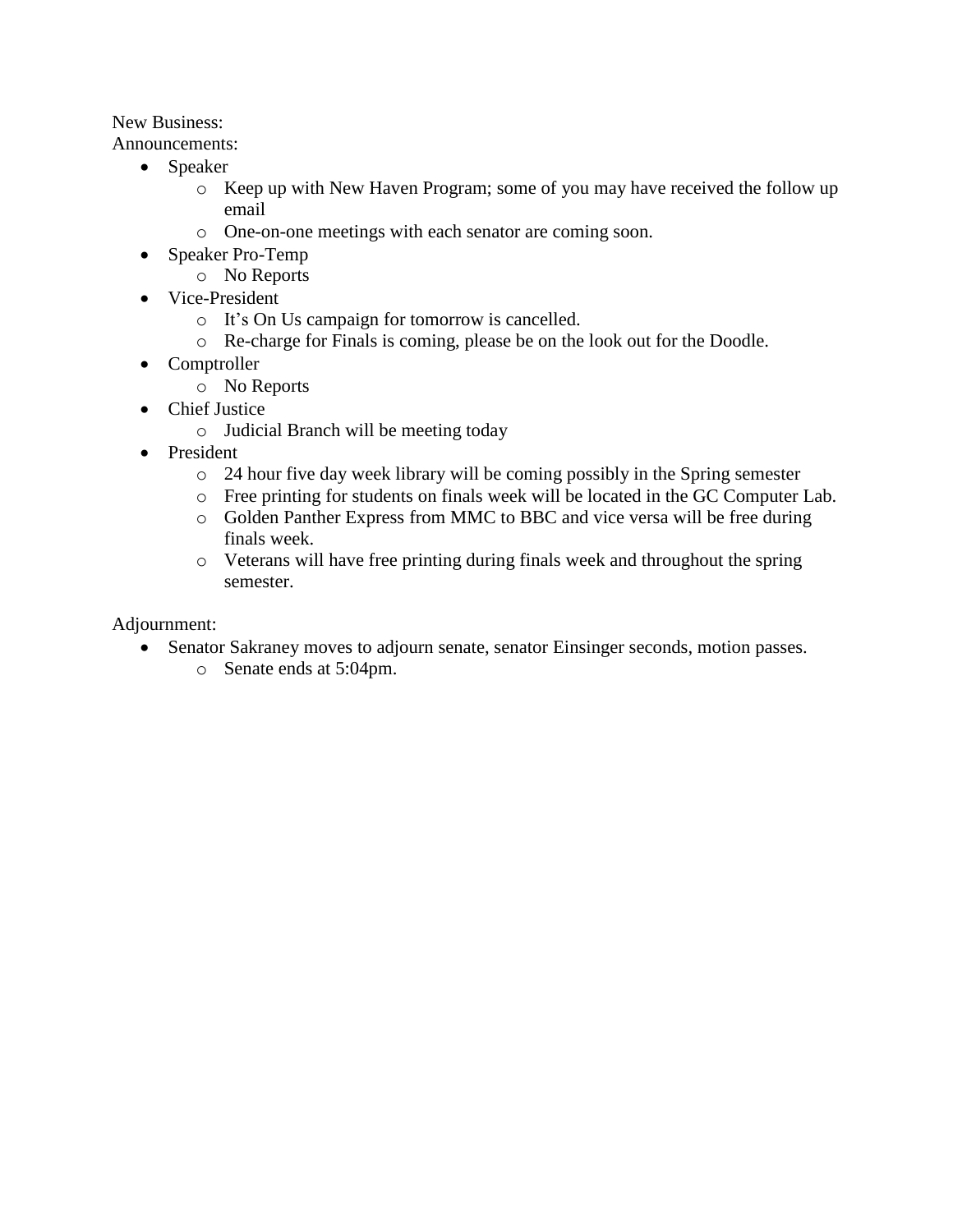New Business:

Announcements:

- Speaker
  - Keep up with New Haven Program; some of you may have received the follow up email
  - One-on-one meetings with each senator are coming soon.
- Speaker Pro-Temp
  - No Reports
- Vice-President
  - It's On Us campaign for tomorrow is cancelled.
  - Re-charge for Finals is coming, please be on the look out for the Doodle.
- Comptroller
  - No Reports
- Chief Justice
  - Judicial Branch will be meeting today
- President
  - 24 hour five day week library will be coming possibly in the Spring semester
  - Free printing for students on finals week will be located in the GC Computer Lab.
  - Golden Panther Express from MMC to BBC and vice versa will be free during finals week.
  - Veterans will have free printing during finals week and throughout the spring semester.

Adjournment:

- Senator Sakraney moves to adjourn senate, senator Einsinger seconds, motion passes.
  - Senate ends at 5:04pm.